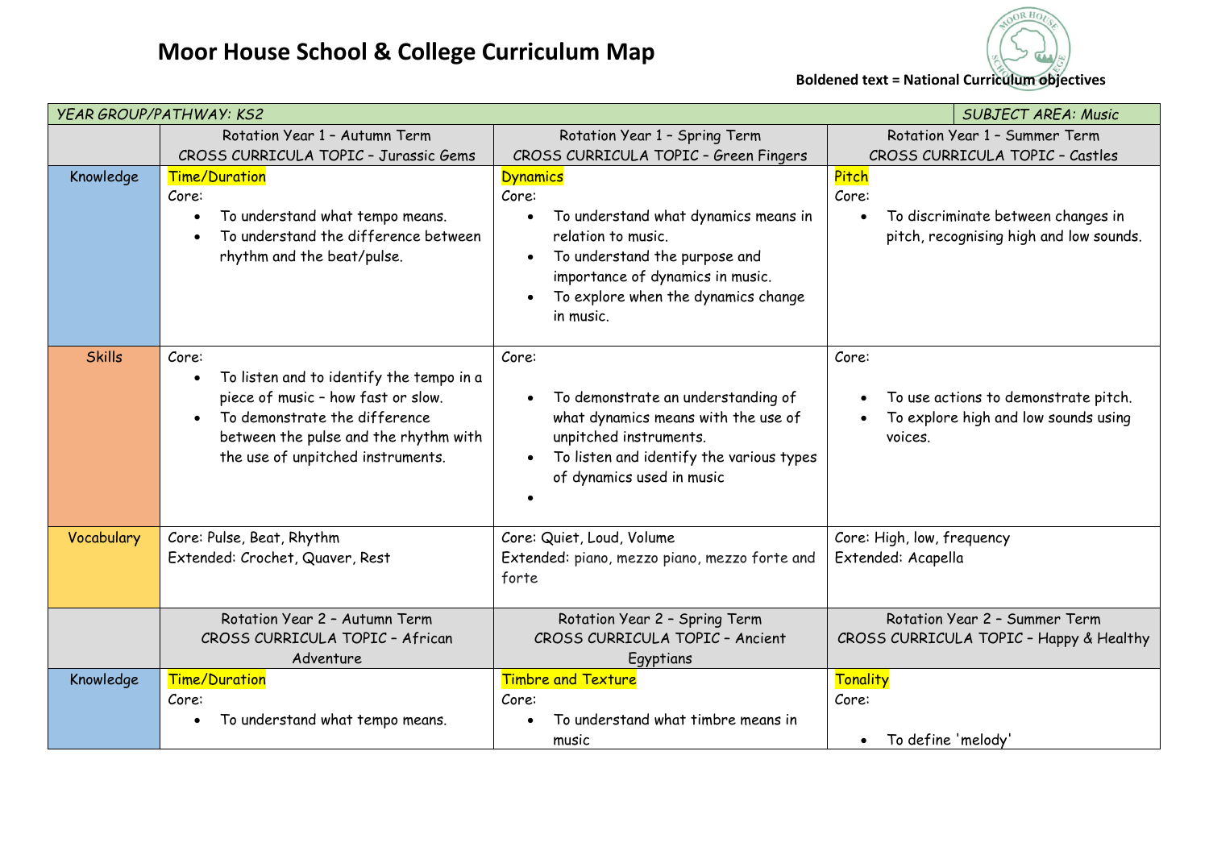# Moor House School & College Curriculum Map

**Boldened text = National Curriculum objectives**

| *YEAR GROUP/PATHWAY: KS2* | | | *SUBJECT AREA: Music* |
|---|---|---|---|
| | Rotation Year 1 – Autumn Term<br>CROSS CURRICULA TOPIC – Jurassic Gems | Rotation Year 1 – Spring Term<br>CROSS CURRICULA TOPIC – Green Fingers | Rotation Year 1 – Summer Term<br>CROSS CURRICULA TOPIC – Castles |
| Knowledge | Time/Duration<br>Core:<br>• To understand what tempo means.<br>• To understand the difference between rhythm and the beat/pulse. | Dynamics<br>Core:<br>• To understand what dynamics means in relation to music.<br>• To understand the purpose and importance of dynamics in music.<br>• To explore when the dynamics change in music. | Pitch<br>Core:<br>• To discriminate between changes in pitch, recognising high and low sounds. |
| Skills | Core:<br>• To listen and to identify the tempo in a piece of music – how fast or slow.<br>• To demonstrate the difference between the pulse and the rhythm with the use of unpitched instruments. | Core:<br>• To demonstrate an understanding of what dynamics means with the use of unpitched instruments.<br>• To listen and identify the various types of dynamics used in music<br>• | Core:<br>• To use actions to demonstrate pitch.<br>• To explore high and low sounds using voices. |
| Vocabulary | Core: Pulse, Beat, Rhythm<br>Extended: Crochet, Quaver, Rest | Core: Quiet, Loud, Volume<br>Extended: piano, mezzo piano, mezzo forte and forte | Core: High, low, frequency<br>Extended: Acapella |
| | Rotation Year 2 – Autumn Term<br>CROSS CURRICULA TOPIC – African Adventure | Rotation Year 2 – Spring Term<br>CROSS CURRICULA TOPIC – Ancient Egyptians | Rotation Year 2 – Summer Term<br>CROSS CURRICULA TOPIC – Happy & Healthy |
| Knowledge | Time/Duration<br>Core:<br>• To understand what tempo means. | Timbre and Texture<br>Core:<br>• To understand what timbre means in music | Tonality<br>Core:<br>• To define 'melody' |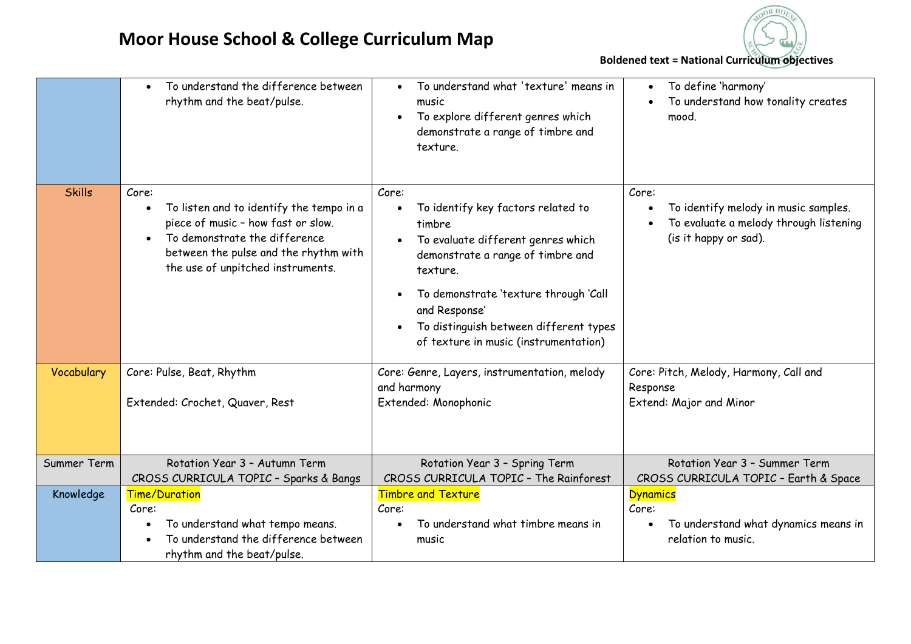# Moor House School & College Curriculum Map

**Boldened text = National Curriculum objectives**

| | | | |
|---|---|---|---|
| | • To understand the difference between rhythm and the beat/pulse. | • To understand what 'texture' means in music<br>• To explore different genres which demonstrate a range of timbre and texture. | • To define 'harmony'<br>• To understand how tonality creates mood. |
| Skills | Core:<br>• To listen and to identify the tempo in a piece of music – how fast or slow.<br>• To demonstrate the difference between the pulse and the rhythm with the use of unpitched instruments. | Core:<br>• To identify key factors related to timbre<br>• To evaluate different genres which demonstrate a range of timbre and texture.<br>• To demonstrate 'texture through 'Call and Response'<br>• To distinguish between different types of texture in music (instrumentation) | Core:<br>• To identify melody in music samples.<br>• To evaluate a melody through listening (is it happy or sad). |
| Vocabulary | Core: Pulse, Beat, Rhythm<br><br>Extended: Crochet, Quaver, Rest | Core: Genre, Layers, instrumentation, melody and harmony<br>Extended: Monophonic | Core: Pitch, Melody, Harmony, Call and Response<br>Extend: Major and Minor |
| Summer Term | Rotation Year 3 – Autumn Term<br>CROSS CURRICULA TOPIC – Sparks & Bangs | Rotation Year 3 – Spring Term<br>CROSS CURRICULA TOPIC – The Rainforest | Rotation Year 3 – Summer Term<br>CROSS CURRICULA TOPIC – Earth & Space |
| Knowledge | Time/Duration<br>Core:<br>• To understand what tempo means.<br>• To understand the difference between rhythm and the beat/pulse. | Timbre and Texture<br>Core:<br>• To understand what timbre means in music | Dynamics<br>Core:<br>• To understand what dynamics means in relation to music. |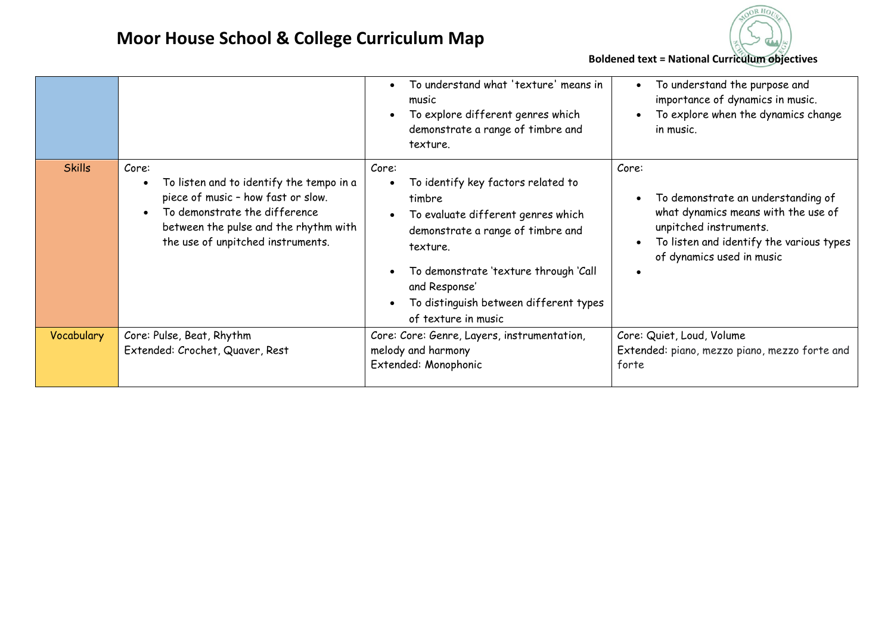# Moor House School & College Curriculum Map

**Boldened text = National Curriculum objectives**

| | | | |
|---|---|---|---|
| | | • To understand what 'texture' means in music<br>• To explore different genres which demonstrate a range of timbre and texture. | • To understand the purpose and importance of dynamics in music.<br>• To explore when the dynamics change in music. |
| Skills | Core:<br>• To listen and to identify the tempo in a piece of music – how fast or slow.<br>• To demonstrate the difference between the pulse and the rhythm with the use of unpitched instruments. | Core:<br>• To identify key factors related to timbre<br>• To evaluate different genres which demonstrate a range of timbre and texture.<br>• To demonstrate 'texture through 'Call and Response'<br>• To distinguish between different types of texture in music | Core:<br>• To demonstrate an understanding of what dynamics means with the use of unpitched instruments.<br>• To listen and identify the various types of dynamics used in music<br>• |
| Vocabulary | Core: Pulse, Beat, Rhythm<br>Extended: Crochet, Quaver, Rest | Core: Core: Genre, Layers, instrumentation, melody and harmony<br>Extended: Monophonic | Core: Quiet, Loud, Volume<br>Extended: piano, mezzo piano, mezzo forte and forte |